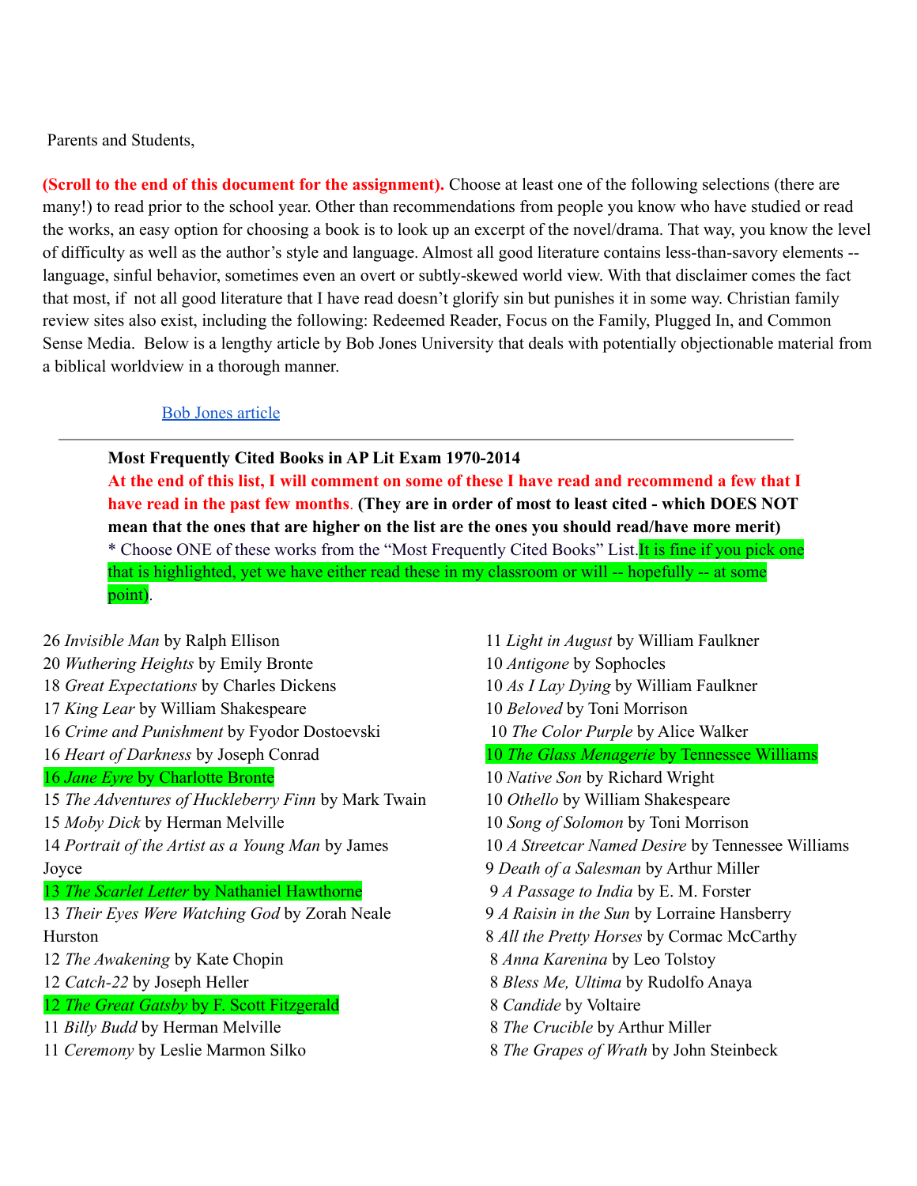Parents and Students,

**(Scroll to the end of this document for the assignment).** Choose at least one of the following selections (there are many!) to read prior to the school year. Other than recommendations from people you know who have studied or read the works, an easy option for choosing a book is to look up an excerpt of the novel/drama. That way, you know the level of difficulty as well as the author's style and language. Almost all good literature contains less-than-savory elements -- language, sinful behavior, sometimes even an overt or subtly-skewed world view. With that disclaimer comes the fact that most, if not all good literature that I have read doesn't glorify sin but punishes it in some way. Christian family review sites also exist, including the following: Redeemed Reader, Focus on the Family, Plugged In, and Common Sense Media. Below is a lengthy article by Bob Jones University that deals with potentially objectionable material from a biblical worldview in a thorough manner.

[Bob Jones article]

---

**Most Frequently Cited Books in AP Lit Exam 1970-2014**

**At the end of this list, I will comment on some of these I have read and recommend a few that I have read in the past few months. (They are in order of most to least cited - which DOES NOT mean that the ones that are higher on the list are the ones you should read/have more merit)**

\* Choose ONE of these works from the "Most Frequently Cited Books" List. It is fine if you pick one that is highlighted, yet we have either read these in my classroom or will -- hopefully -- at some point).

26 *Invisible Man* by Ralph Ellison
20 *Wuthering Heights* by Emily Bronte
18 *Great Expectations* by Charles Dickens
17 *King Lear* by William Shakespeare
16 *Crime and Punishment* by Fyodor Dostoevski
16 *Heart of Darkness* by Joseph Conrad
16 *Jane Eyre* by Charlotte Bronte
15 *The Adventures of Huckleberry Finn* by Mark Twain
15 *Moby Dick* by Herman Melville
14 *Portrait of the Artist as a Young Man* by James Joyce
13 *The Scarlet Letter* by Nathaniel Hawthorne
13 *Their Eyes Were Watching God* by Zorah Neale Hurston
12 *The Awakening* by Kate Chopin
12 *Catch-22* by Joseph Heller
12 *The Great Gatsby* by F. Scott Fitzgerald
11 *Billy Budd* by Herman Melville
11 *Ceremony* by Leslie Marmon Silko
11 *Light in August* by William Faulkner
10 *Antigone* by Sophocles
10 *As I Lay Dying* by William Faulkner
10 *Beloved* by Toni Morrison
10 *The Color Purple* by Alice Walker
10 *The Glass Menagerie* by Tennessee Williams
10 *Native Son* by Richard Wright
10 *Othello* by William Shakespeare
10 *Song of Solomon* by Toni Morrison
10 *A Streetcar Named Desire* by Tennessee Williams
9 *Death of a Salesman* by Arthur Miller
9 *A Passage to India* by E. M. Forster
9 *A Raisin in the Sun* by Lorraine Hansberry
8 *All the Pretty Horses* by Cormac McCarthy
8 *Anna Karenina* by Leo Tolstoy
8 *Bless Me, Ultima* by Rudolfo Anaya
8 *Candide* by Voltaire
8 *The Crucible* by Arthur Miller
8 *The Grapes of Wrath* by John Steinbeck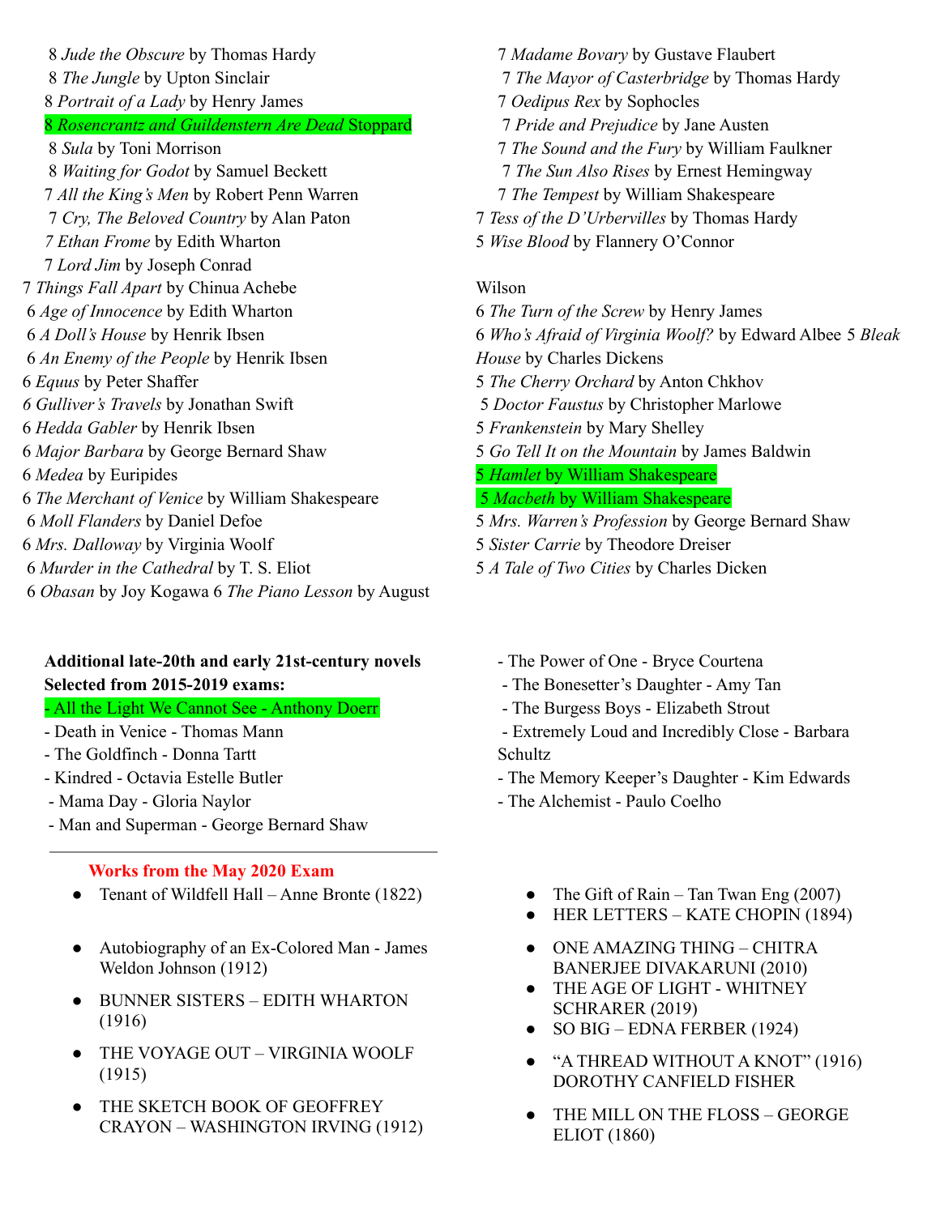8 *Jude the Obscure* by Thomas Hardy
8 *The Jungle* by Upton Sinclair
8 *Portrait of a Lady* by Henry James
8 *Rosencrantz and Guildenstern Are Dead* Stoppard
8 *Sula* by Toni Morrison
8 *Waiting for Godot* by Samuel Beckett
7 *All the King's Men* by Robert Penn Warren
7 *Cry, The Beloved Country* by Alan Paton
*7 Ethan Frome* by Edith Wharton
7 *Lord Jim* by Joseph Conrad
7 *Things Fall Apart* by Chinua Achebe
6 *Age of Innocence* by Edith Wharton
6 *A Doll's House* by Henrik Ibsen
6 *An Enemy of the People* by Henrik Ibsen
6 *Equus* by Peter Shaffer
*6 Gulliver's Travels* by Jonathan Swift
6 *Hedda Gabler* by Henrik Ibsen
6 *Major Barbara* by George Bernard Shaw
6 *Medea* by Euripides
6 *The Merchant of Venice* by William Shakespeare
6 *Moll Flanders* by Daniel Defoe
6 *Mrs. Dalloway* by Virginia Woolf
6 *Murder in the Cathedral* by T. S. Eliot
6 *Obasan* by Joy Kogawa 6 *The Piano Lesson* by August

7 *Madame Bovary* by Gustave Flaubert
7 *The Mayor of Casterbridge* by Thomas Hardy
7 *Oedipus Rex* by Sophocles
7 *Pride and Prejudice* by Jane Austen
7 *The Sound and the Fury* by William Faulkner
7 *The Sun Also Rises* by Ernest Hemingway
7 *The Tempest* by William Shakespeare
7 *Tess of the D'Urbervilles* by Thomas Hardy
5 *Wise Blood* by Flannery O'Connor

Wilson
6 *The Turn of the Screw* by Henry James
6 *Who's Afraid of Virginia Woolf?* by Edward Albee 5 *Bleak House* by Charles Dickens
5 *The Cherry Orchard* by Anton Chkhov
5 *Doctor Faustus* by Christopher Marlowe
5 *Frankenstein* by Mary Shelley
5 *Go Tell It on the Mountain* by James Baldwin
5 *Hamlet* by William Shakespeare
5 *Macbeth* by William Shakespeare
5 *Mrs. Warren's Profession* by George Bernard Shaw
5 *Sister Carrie* by Theodore Dreiser
5 *A Tale of Two Cities* by Charles Dicken

**Additional late-20th and early 21st-century novels Selected from 2015-2019 exams:**

- All the Light We Cannot See - Anthony Doerr
- Death in Venice - Thomas Mann
- The Goldfinch - Donna Tartt
- Kindred - Octavia Estelle Butler
- Mama Day - Gloria Naylor
- Man and Superman - George Bernard Shaw
- The Power of One - Bryce Courtena
- The Bonesetter's Daughter - Amy Tan
- The Burgess Boys - Elizabeth Strout
- Extremely Loud and Incredibly Close - Barbara Schultz
- The Memory Keeper's Daughter - Kim Edwards
- The Alchemist - Paulo Coelho

---

**Works from the May 2020 Exam**

- Tenant of Wildfell Hall – Anne Bronte (1822)
- Autobiography of an Ex-Colored Man - James Weldon Johnson (1912)
- BUNNER SISTERS – EDITH WHARTON (1916)
- THE VOYAGE OUT – VIRGINIA WOOLF (1915)
- THE SKETCH BOOK OF GEOFFREY CRAYON – WASHINGTON IRVING (1912)
- The Gift of Rain – Tan Twan Eng (2007)
- HER LETTERS – KATE CHOPIN (1894)
- ONE AMAZING THING – CHITRA BANERJEE DIVAKARUNI (2010)
- THE AGE OF LIGHT - WHITNEY SCHRARER (2019)
- SO BIG – EDNA FERBER (1924)
- "A THREAD WITHOUT A KNOT" (1916) DOROTHY CANFIELD FISHER
- THE MILL ON THE FLOSS – GEORGE ELIOT (1860)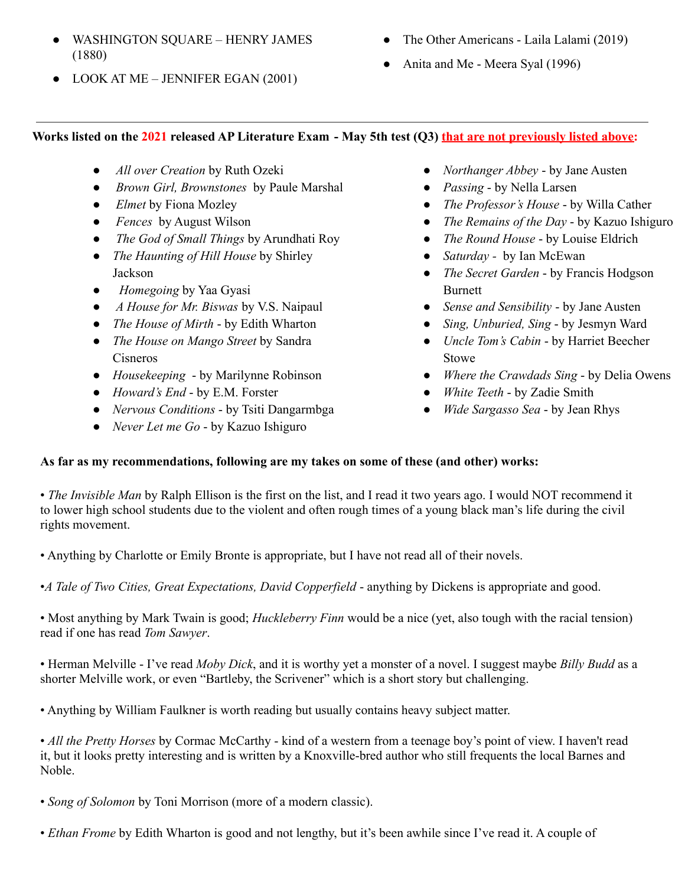- WASHINGTON SQUARE – HENRY JAMES (1880)
- LOOK AT ME – JENNIFER EGAN (2001)
- The Other Americans - Laila Lalami (2019)
- Anita and Me - Meera Syal (1996)

---

**Works listed on the 2021 released AP Literature Exam - May 5th test (Q3) that are not previously listed above:**

- *All over Creation* by Ruth Ozeki
- *Brown Girl, Brownstones* by Paule Marshal
- *Elmet* by Fiona Mozley
- *Fences* by August Wilson
- *The God of Small Things* by Arundhati Roy
- *The Haunting of Hill House* by Shirley Jackson
- *Homegoing* by Yaa Gyasi
- *A House for Mr. Biswas* by V.S. Naipaul
- *The House of Mirth* - by Edith Wharton
- *The House on Mango Street* by Sandra Cisneros
- *Housekeeping* - by Marilynne Robinson
- *Howard's End* - by E.M. Forster
- *Nervous Conditions* - by Tsiti Dangarmbga
- *Never Let me Go* - by Kazuo Ishiguro
- *Northanger Abbey* - by Jane Austen
- *Passing* - by Nella Larsen
- *The Professor's House* - by Willa Cather
- *The Remains of the Day* - by Kazuo Ishiguro
- *The Round House* - by Louise Eldrich
- *Saturday* - by Ian McEwan
- *The Secret Garden* - by Francis Hodgson Burnett
- *Sense and Sensibility* - by Jane Austen
- *Sing, Unburied, Sing* - by Jesmyn Ward
- *Uncle Tom's Cabin* - by Harriet Beecher Stowe
- *Where the Crawdads Sing* - by Delia Owens
- *White Teeth* - by Zadie Smith
- *Wide Sargasso Sea* - by Jean Rhys

**As far as my recommendations, following are my takes on some of these (and other) works:**

• *The Invisible Man* by Ralph Ellison is the first on the list, and I read it two years ago. I would NOT recommend it to lower high school students due to the violent and often rough times of a young black man's life during the civil rights movement.

• Anything by Charlotte or Emily Bronte is appropriate, but I have not read all of their novels.

•*A Tale of Two Cities, Great Expectations, David Copperfield* - anything by Dickens is appropriate and good.

• Most anything by Mark Twain is good; *Huckleberry Finn* would be a nice (yet, also tough with the racial tension) read if one has read *Tom Sawyer*.

• Herman Melville - I've read *Moby Dick*, and it is worthy yet a monster of a novel. I suggest maybe *Billy Budd* as a shorter Melville work, or even "Bartleby, the Scrivener" which is a short story but challenging.

• Anything by William Faulkner is worth reading but usually contains heavy subject matter.

• *All the Pretty Horses* by Cormac McCarthy - kind of a western from a teenage boy's point of view. I haven't read it, but it looks pretty interesting and is written by a Knoxville-bred author who still frequents the local Barnes and Noble.

• *Song of Solomon* by Toni Morrison (more of a modern classic).

• *Ethan Frome* by Edith Wharton is good and not lengthy, but it's been awhile since I've read it. A couple of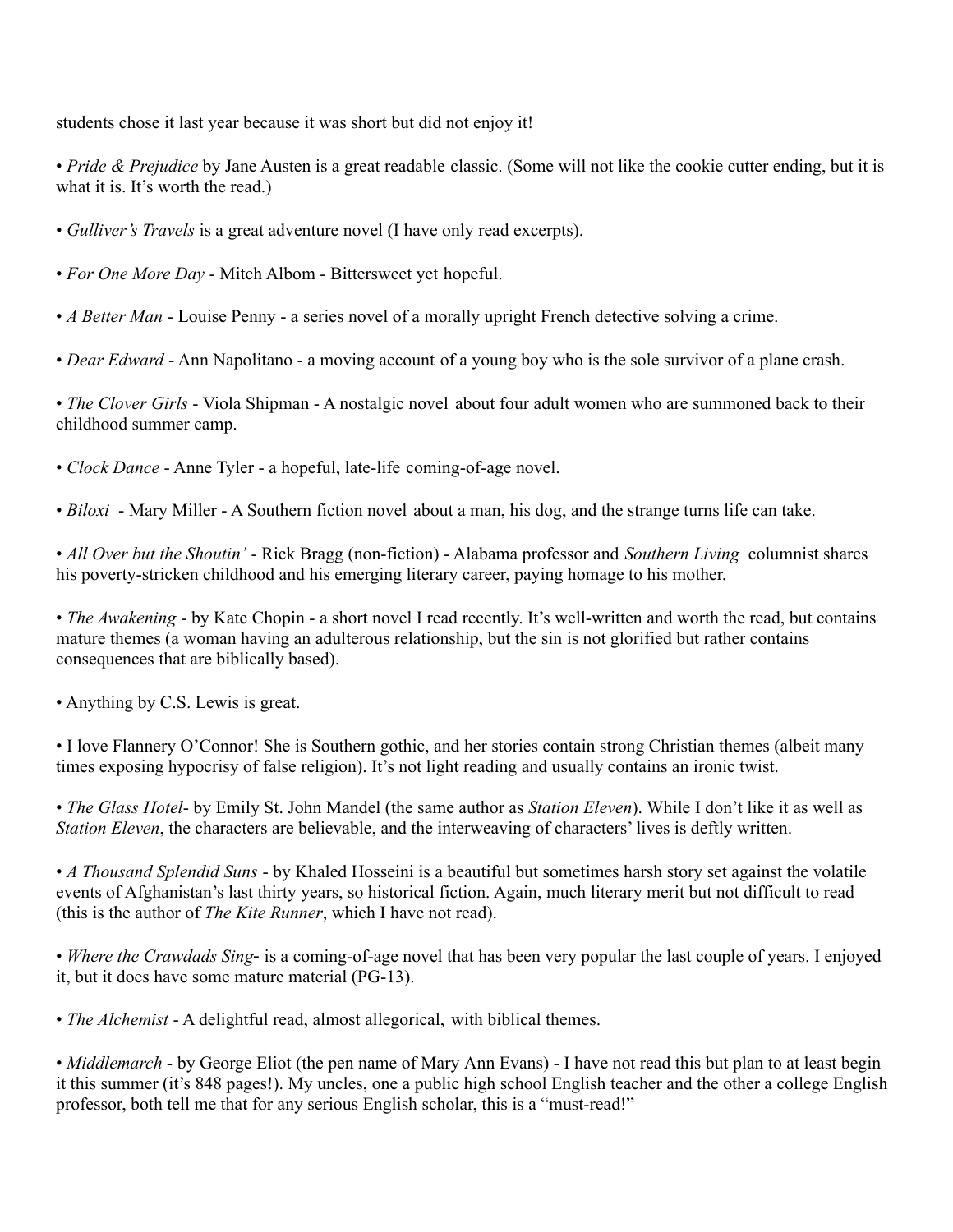students chose it last year because it was short but did not enjoy it!

- *Pride & Prejudice* by Jane Austen is a great readable classic. (Some will not like the cookie cutter ending, but it is what it is. It's worth the read.)

- *Gulliver's Travels* is a great adventure novel (I have only read excerpts).

- *For One More Day* - Mitch Albom - Bittersweet yet hopeful.

- *A Better Man* - Louise Penny - a series novel of a morally upright French detective solving a crime.

- *Dear Edward* - Ann Napolitano - a moving account of a young boy who is the sole survivor of a plane crash.

- *The Clover Girls* - Viola Shipman - A nostalgic novel about four adult women who are summoned back to their childhood summer camp.

- *Clock Dance* - Anne Tyler - a hopeful, late-life coming-of-age novel.

- *Biloxi* - Mary Miller - A Southern fiction novel about a man, his dog, and the strange turns life can take.

- *All Over but the Shoutin'* - Rick Bragg (non-fiction) - Alabama professor and *Southern Living* columnist shares his poverty-stricken childhood and his emerging literary career, paying homage to his mother.

- *The Awakening* - by Kate Chopin - a short novel I read recently. It's well-written and worth the read, but contains mature themes (a woman having an adulterous relationship, but the sin is not glorified but rather contains consequences that are biblically based).

- Anything by C.S. Lewis is great.

- I love Flannery O'Connor! She is Southern gothic, and her stories contain strong Christian themes (albeit many times exposing hypocrisy of false religion). It's not light reading and usually contains an ironic twist.

- *The Glass Hotel*- by Emily St. John Mandel (the same author as *Station Eleven*). While I don't like it as well as *Station Eleven*, the characters are believable, and the interweaving of characters' lives is deftly written.

- *A Thousand Splendid Suns* - by Khaled Hosseini is a beautiful but sometimes harsh story set against the volatile events of Afghanistan's last thirty years, so historical fiction. Again, much literary merit but not difficult to read (this is the author of *The Kite Runner*, which I have not read).

- *Where the Crawdads Sing*- is a coming-of-age novel that has been very popular the last couple of years. I enjoyed it, but it does have some mature material (PG-13).

- *The Alchemist* - A delightful read, almost allegorical, with biblical themes.

- *Middlemarch* - by George Eliot (the pen name of Mary Ann Evans) - I have not read this but plan to at least begin it this summer (it's 848 pages!). My uncles, one a public high school English teacher and the other a college English professor, both tell me that for any serious English scholar, this is a "must-read!"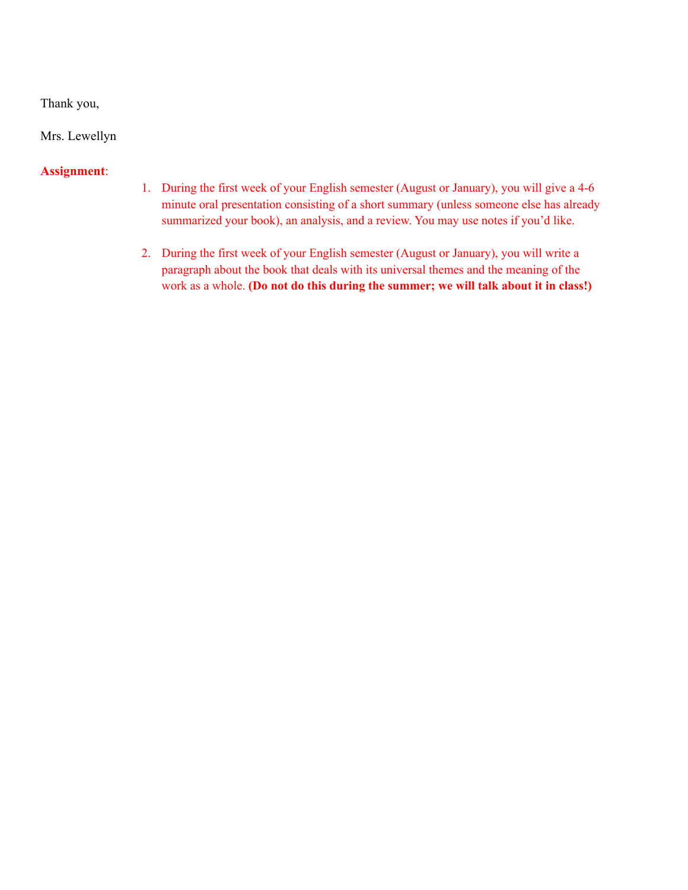Thank you,

Mrs. Lewellyn

**Assignment**:

1. During the first week of your English semester (August or January), you will give a 4-6 minute oral presentation consisting of a short summary (unless someone else has already summarized your book), an analysis, and a review. You may use notes if you'd like.

2. During the first week of your English semester (August or January), you will write a paragraph about the book that deals with its universal themes and the meaning of the work as a whole. **(Do not do this during the summer; we will talk about it in class!)**